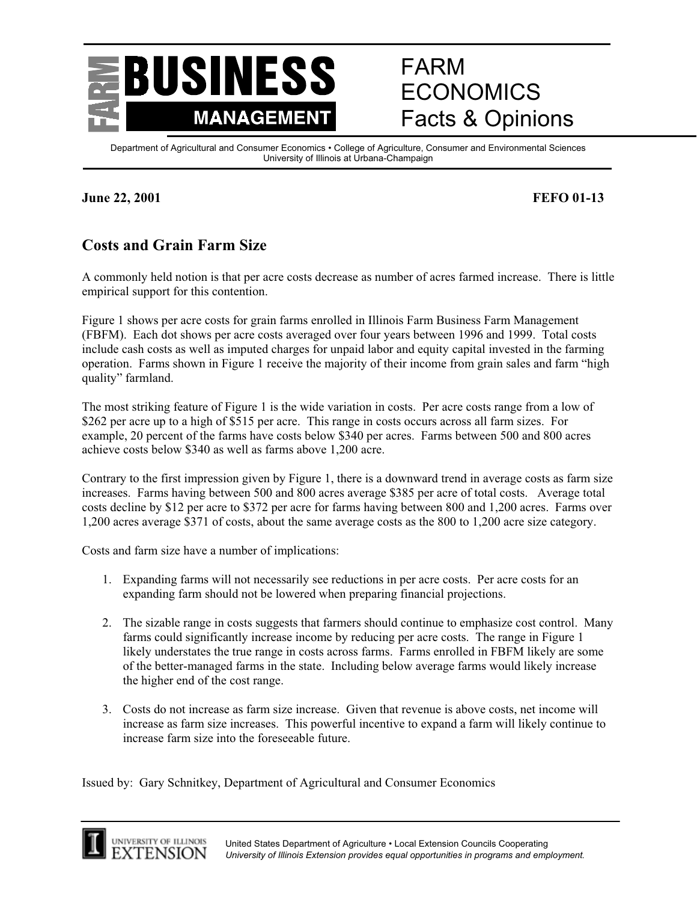# FARM BUSINESS MANAGEMENT

# FARM ECONOMICS Facts & Opinions

Department of Agricultural and Consumer Economics • College of Agriculture, Consumer and Environmental Sciences
University of Illinois at Urbana-Champaign

**June 22, 2001** **FEFO 01-13**

## Costs and Grain Farm Size

A commonly held notion is that per acre costs decrease as number of acres farmed increase. There is little empirical support for this contention.

Figure 1 shows per acre costs for grain farms enrolled in Illinois Farm Business Farm Management (FBFM). Each dot shows per acre costs averaged over four years between 1996 and 1999. Total costs include cash costs as well as imputed charges for unpaid labor and equity capital invested in the farming operation. Farms shown in Figure 1 receive the majority of their income from grain sales and farm "high quality" farmland.

The most striking feature of Figure 1 is the wide variation in costs. Per acre costs range from a low of $262 per acre up to a high of $515 per acre. This range in costs occurs across all farm sizes. For example, 20 percent of the farms have costs below $340 per acres. Farms between 500 and 800 acres achieve costs below $340 as well as farms above 1,200 acre.

Contrary to the first impression given by Figure 1, there is a downward trend in average costs as farm size increases. Farms having between 500 and 800 acres average $385 per acre of total costs. Average total costs decline by $12 per acre to $372 per acre for farms having between 800 and 1,200 acres. Farms over 1,200 acres average $371 of costs, about the same average costs as the 800 to 1,200 acre size category.

Costs and farm size have a number of implications:

1. Expanding farms will not necessarily see reductions in per acre costs. Per acre costs for an expanding farm should not be lowered when preparing financial projections.

2. The sizable range in costs suggests that farmers should continue to emphasize cost control. Many farms could significantly increase income by reducing per acre costs. The range in Figure 1 likely understates the true range in costs across farms. Farms enrolled in FBFM likely are some of the better-managed farms in the state. Including below average farms would likely increase the higher end of the cost range.

3. Costs do not increase as farm size increase. Given that revenue is above costs, net income will increase as farm size increases. This powerful incentive to expand a farm will likely continue to increase farm size into the foreseeable future.

Issued by: Gary Schnitkey, Department of Agricultural and Consumer Economics

University of Illinois Extension

United States Department of Agriculture • Local Extension Councils Cooperating
*University of Illinois Extension provides equal opportunities in programs and employment.*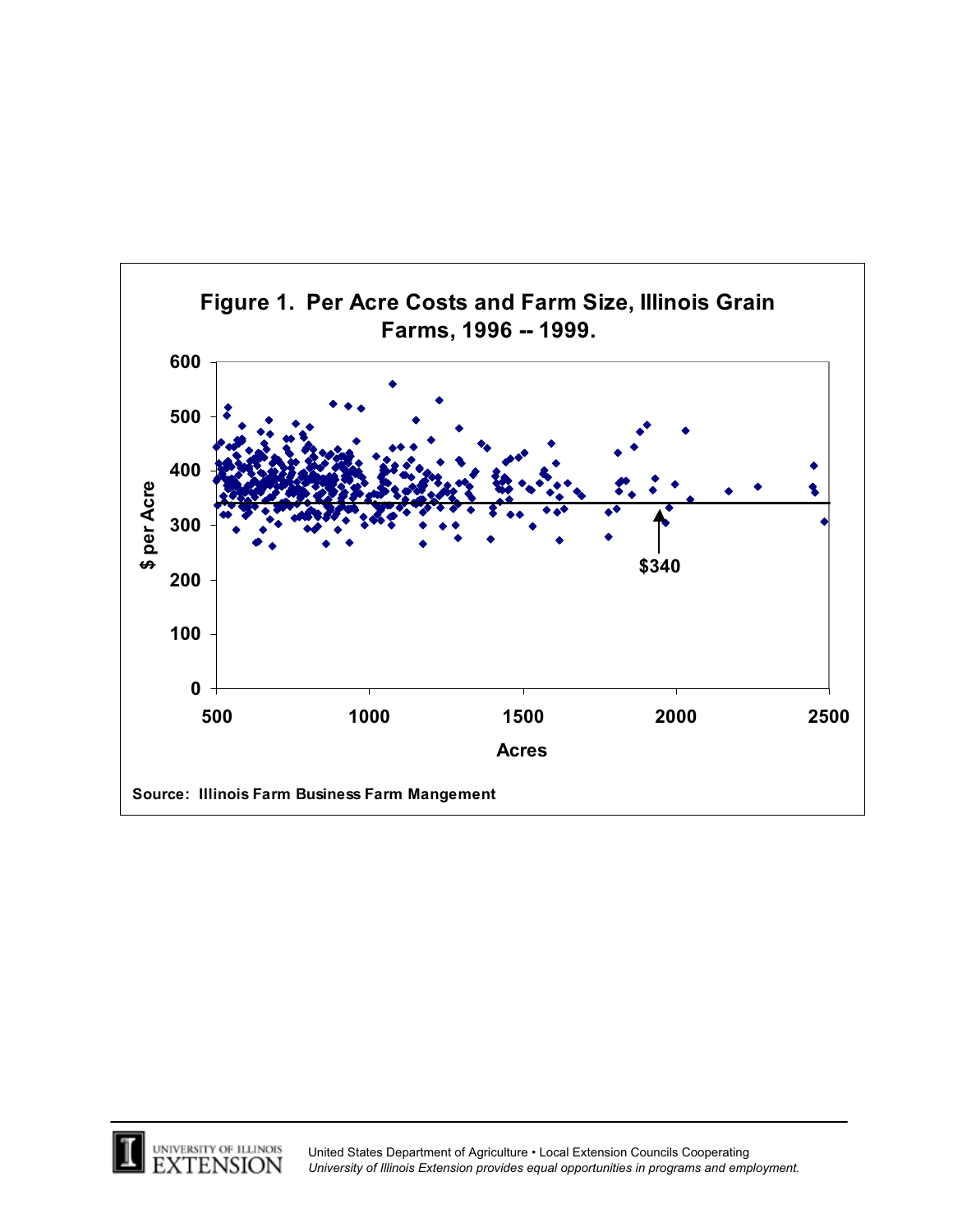**Figure 1. Per Acre Costs and Farm Size, Illinois Grain Farms, 1996 -- 1999.**

600
500
400
300
200
100
0

$ per Acre

500
1000
1500
2000
2500

Acres

$340

Source: Illinois Farm Business Farm Mangement

United States Department of Agriculture • Local Extension Councils Cooperating
*University of Illinois Extension provides equal opportunities in programs and employment.*